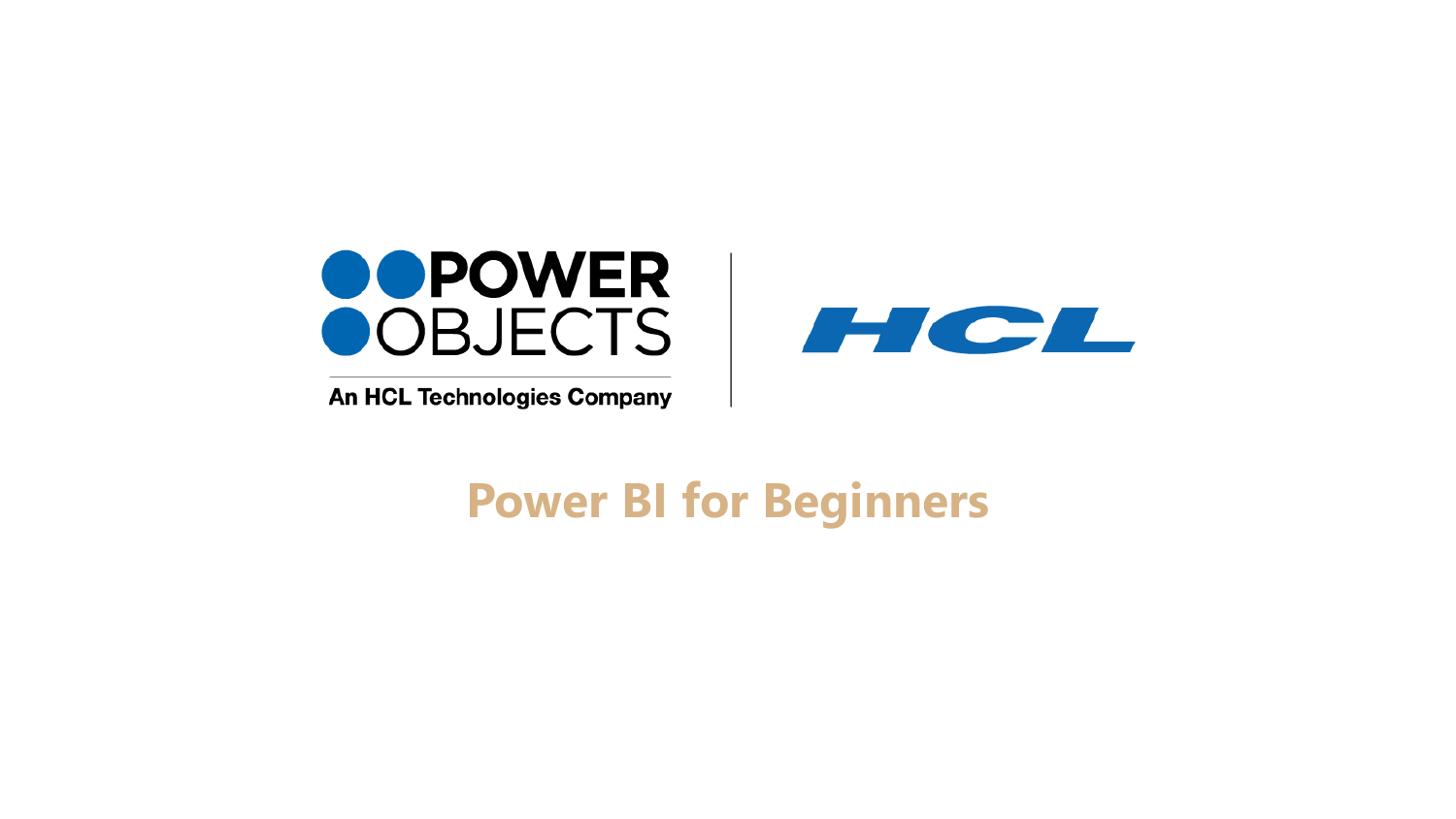POWER OBJECTS

An HCL Technologies Company

HCL

# Power BI for Beginners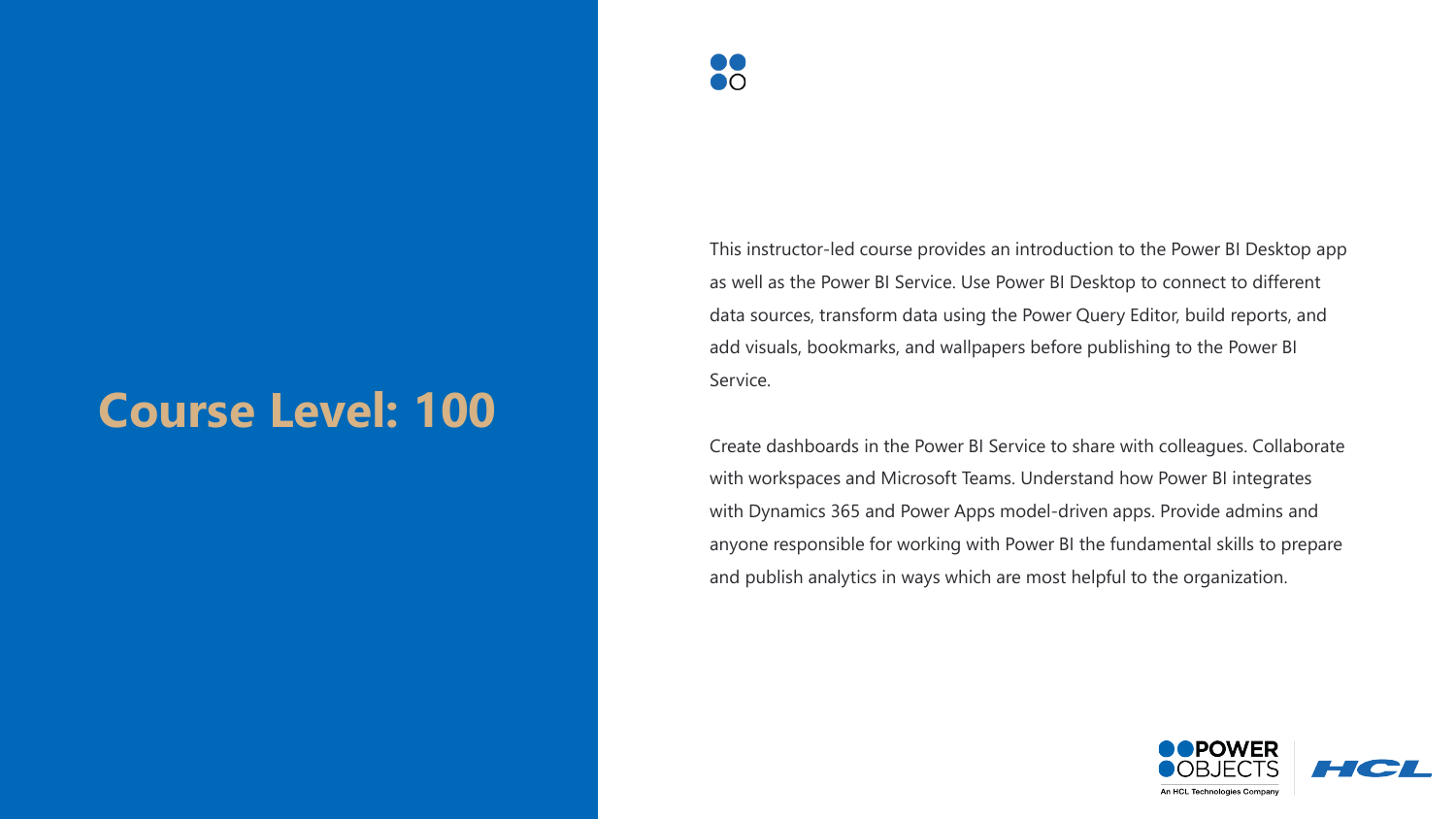# Course Level: 100

This instructor-led course provides an introduction to the Power BI Desktop app as well as the Power BI Service. Use Power BI Desktop to connect to different data sources, transform data using the Power Query Editor, build reports, and add visuals, bookmarks, and wallpapers before publishing to the Power BI Service.

Create dashboards in the Power BI Service to share with colleagues. Collaborate with workspaces and Microsoft Teams. Understand how Power BI integrates with Dynamics 365 and Power Apps model-driven apps. Provide admins and anyone responsible for working with Power BI the fundamental skills to prepare and publish analytics in ways which are most helpful to the organization.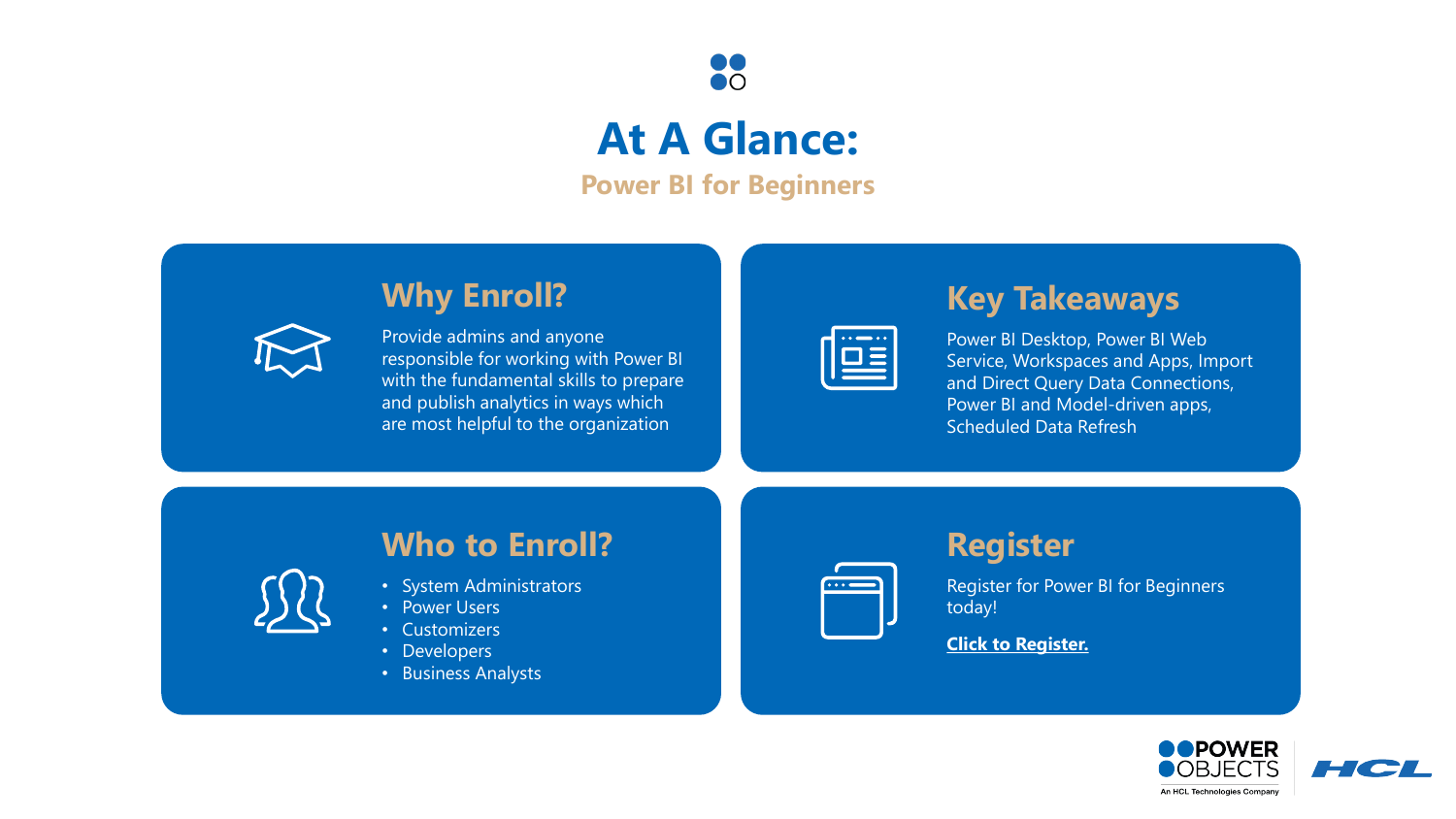# At A Glance:

## Power BI for Beginners

### Why Enroll?

Provide admins and anyone responsible for working with Power BI with the fundamental skills to prepare and publish analytics in ways which are most helpful to the organization

### Key Takeaways

Power BI Desktop, Power BI Web Service, Workspaces and Apps, Import and Direct Query Data Connections, Power BI and Model-driven apps, Scheduled Data Refresh

### Who to Enroll?

- System Administrators
- Power Users
- Customizers
- Developers
- Business Analysts

### Register

Register for Power BI for Beginners today!

**Click to Register.**

POWER OBJECTS
An HCL Technologies Company

HCL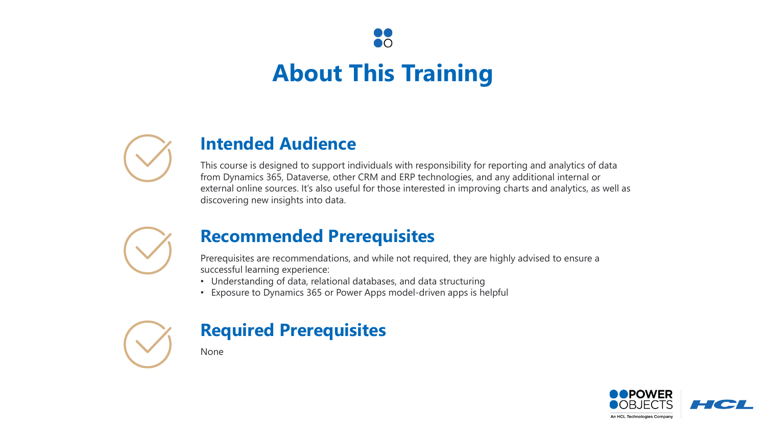# About This Training

## Intended Audience

This course is designed to support individuals with responsibility for reporting and analytics of data from Dynamics 365, Dataverse, other CRM and ERP technologies, and any additional internal or external online sources. It's also useful for those interested in improving charts and analytics, as well as discovering new insights into data.

## Recommended Prerequisites

Prerequisites are recommendations, and while not required, they are highly advised to ensure a successful learning experience:

- Understanding of data, relational databases, and data structuring
- Exposure to Dynamics 365 or Power Apps model-driven apps is helpful

## Required Prerequisites

None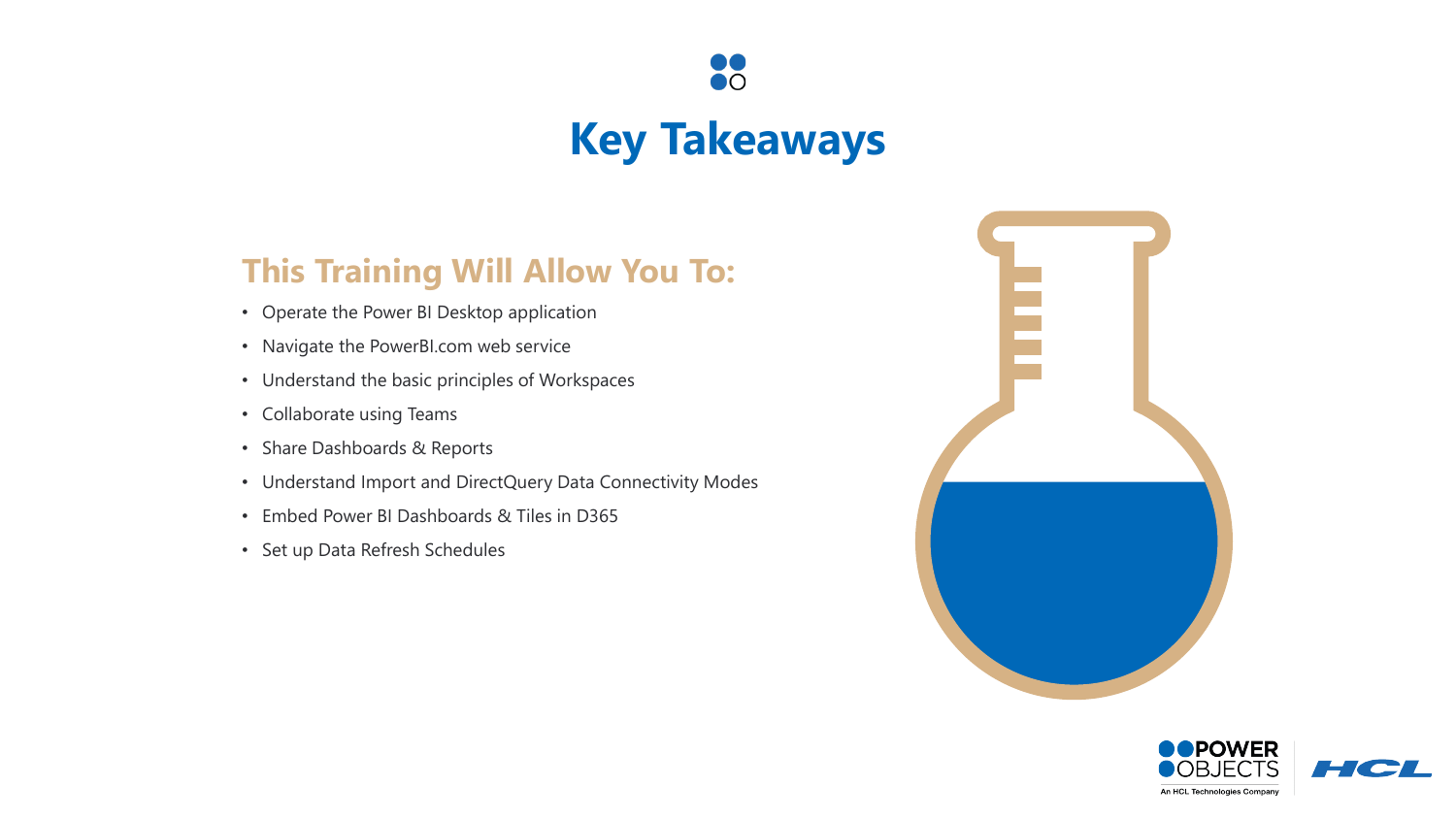# Key Takeaways

## This Training Will Allow You To:

- Operate the Power BI Desktop application
- Navigate the PowerBI.com web service
- Understand the basic principles of Workspaces
- Collaborate using Teams
- Share Dashboards & Reports
- Understand Import and DirectQuery Data Connectivity Modes
- Embed Power BI Dashboards & Tiles in D365
- Set up Data Refresh Schedules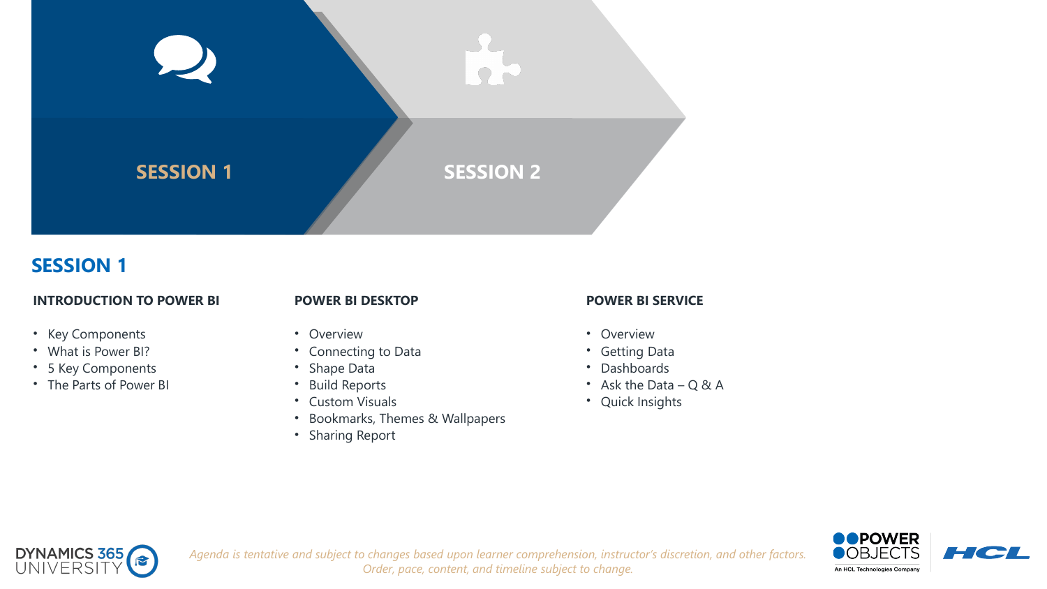SESSION 1

SESSION 2

## SESSION 1

### INTRODUCTION TO POWER BI

- Key Components
- What is Power BI?
- 5 Key Components
- The Parts of Power BI

### POWER BI DESKTOP

- Overview
- Connecting to Data
- Shape Data
- Build Reports
- Custom Visuals
- Bookmarks, Themes & Wallpapers
- Sharing Report

### POWER BI SERVICE

- Overview
- Getting Data
- Dashboards
- Ask the Data – Q & A
- Quick Insights

*Agenda is tentative and subject to changes based upon learner comprehension, instructor's discretion, and other factors. Order, pace, content, and timeline subject to change.*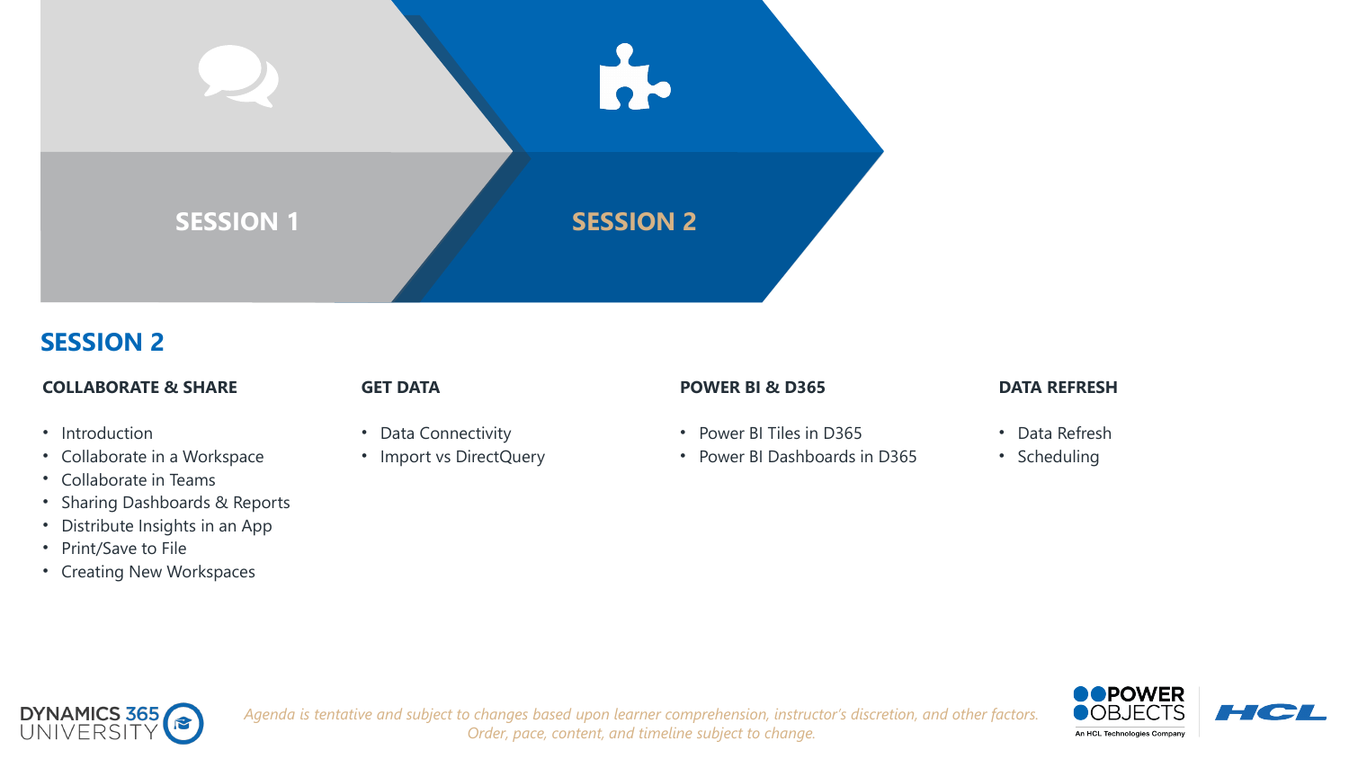SESSION 1

SESSION 2

## SESSION 2

### COLLABORATE & SHARE

- Introduction
- Collaborate in a Workspace
- Collaborate in Teams
- Sharing Dashboards & Reports
- Distribute Insights in an App
- Print/Save to File
- Creating New Workspaces

### GET DATA

- Data Connectivity
- Import vs DirectQuery

### POWER BI & D365

- Power BI Tiles in D365
- Power BI Dashboards in D365

### DATA REFRESH

- Data Refresh
- Scheduling

*Agenda is tentative and subject to changes based upon learner comprehension, instructor's discretion, and other factors. Order, pace, content, and timeline subject to change.*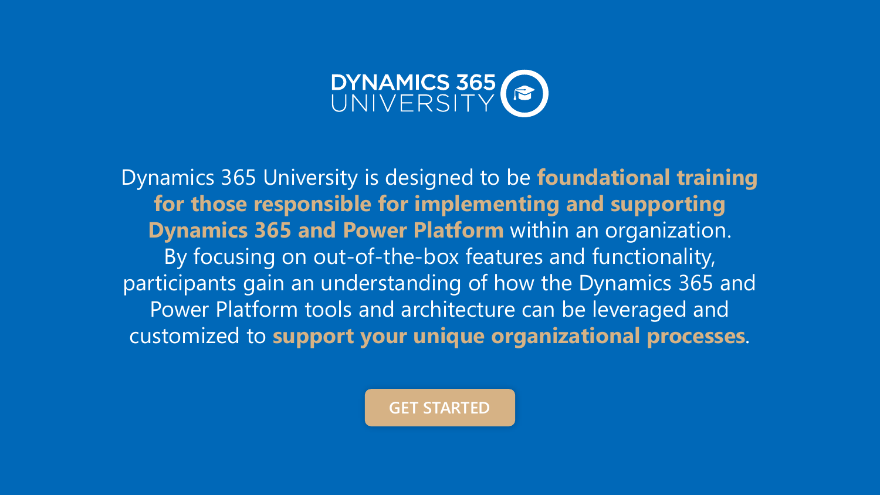# DYNAMICS 365 UNIVERSITY

Dynamics 365 University is designed to be **foundational training for those responsible for implementing and supporting Dynamics 365 and Power Platform** within an organization. By focusing on out-of-the-box features and functionality, participants gain an understanding of how the Dynamics 365 and Power Platform tools and architecture can be leveraged and customized to **support your unique organizational processes**.

GET STARTED